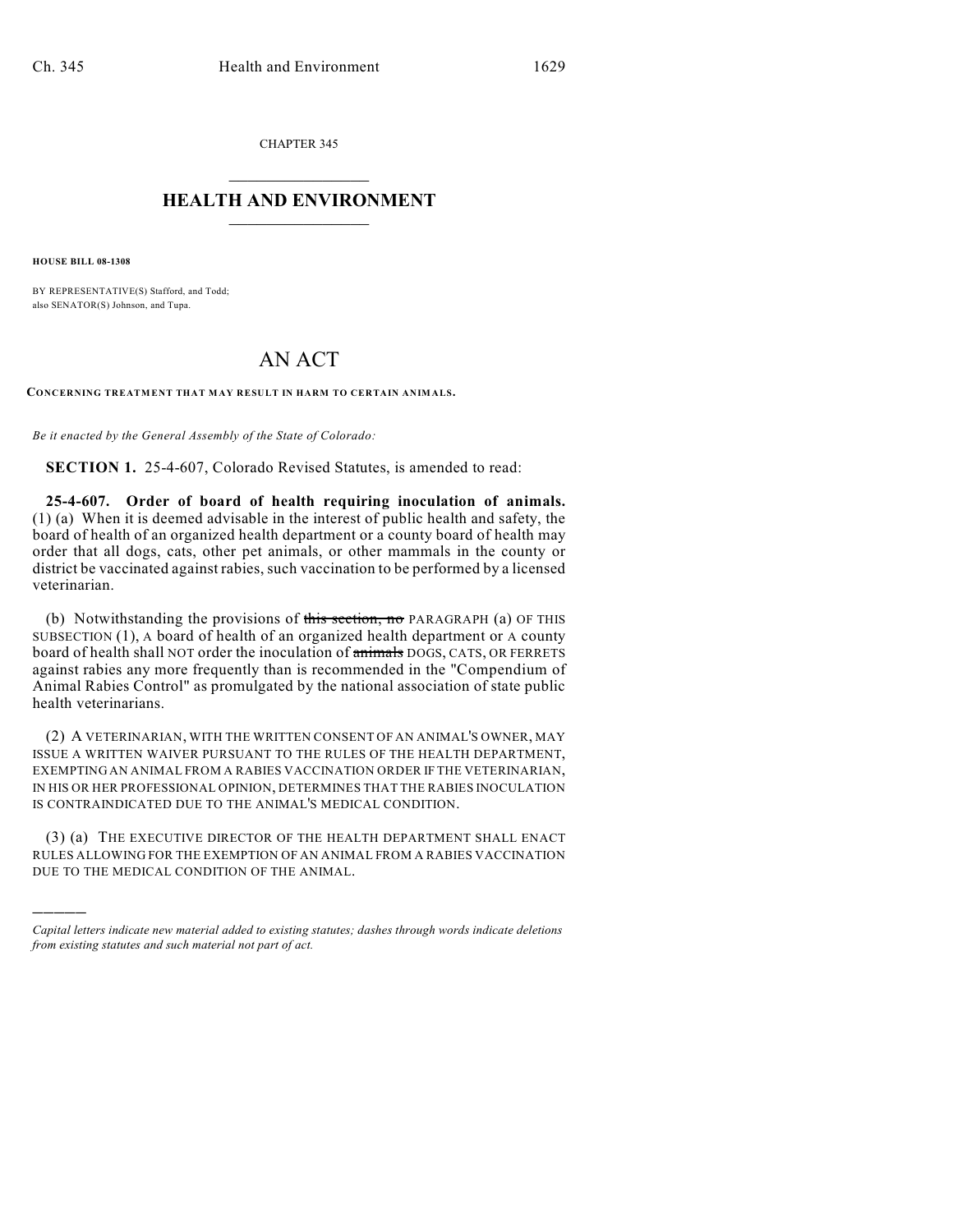CHAPTER 345

# HEALTH AND ENVIRONMENT

**HOUSE BILL 08-1308**

BY REPRESENTATIVE(S) Stafford, and Todd;
also SENATOR(S) Johnson, and Tupa.

# AN ACT

**CONCERNING TREATMENT THAT MAY RESULT IN HARM TO CERTAIN ANIMALS.**

*Be it enacted by the General Assembly of the State of Colorado:*

**SECTION 1.** 25-4-607, Colorado Revised Statutes, is amended to read:

**25-4-607. Order of board of health requiring inoculation of animals.** (1) (a) When it is deemed advisable in the interest of public health and safety, the board of health of an organized health department or a county board of health may order that all dogs, cats, other pet animals, or other mammals in the county or district be vaccinated against rabies, such vaccination to be performed by a licensed veterinarian.

(b) Notwithstanding the provisions of ~~this section, no~~ PARAGRAPH (a) OF THIS SUBSECTION (1), A board of health of an organized health department or A county board of health shall NOT order the inoculation of ~~animals~~ DOGS, CATS, OR FERRETS against rabies any more frequently than is recommended in the "Compendium of Animal Rabies Control" as promulgated by the national association of state public health veterinarians.

(2) A VETERINARIAN, WITH THE WRITTEN CONSENT OF AN ANIMAL'S OWNER, MAY ISSUE A WRITTEN WAIVER PURSUANT TO THE RULES OF THE HEALTH DEPARTMENT, EXEMPTING AN ANIMAL FROM A RABIES VACCINATION ORDER IF THE VETERINARIAN, IN HIS OR HER PROFESSIONAL OPINION, DETERMINES THAT THE RABIES INOCULATION IS CONTRAINDICATED DUE TO THE ANIMAL'S MEDICAL CONDITION.

(3) (a) THE EXECUTIVE DIRECTOR OF THE HEALTH DEPARTMENT SHALL ENACT RULES ALLOWING FOR THE EXEMPTION OF AN ANIMAL FROM A RABIES VACCINATION DUE TO THE MEDICAL CONDITION OF THE ANIMAL.

---

*Capital letters indicate new material added to existing statutes; dashes through words indicate deletions from existing statutes and such material not part of act.*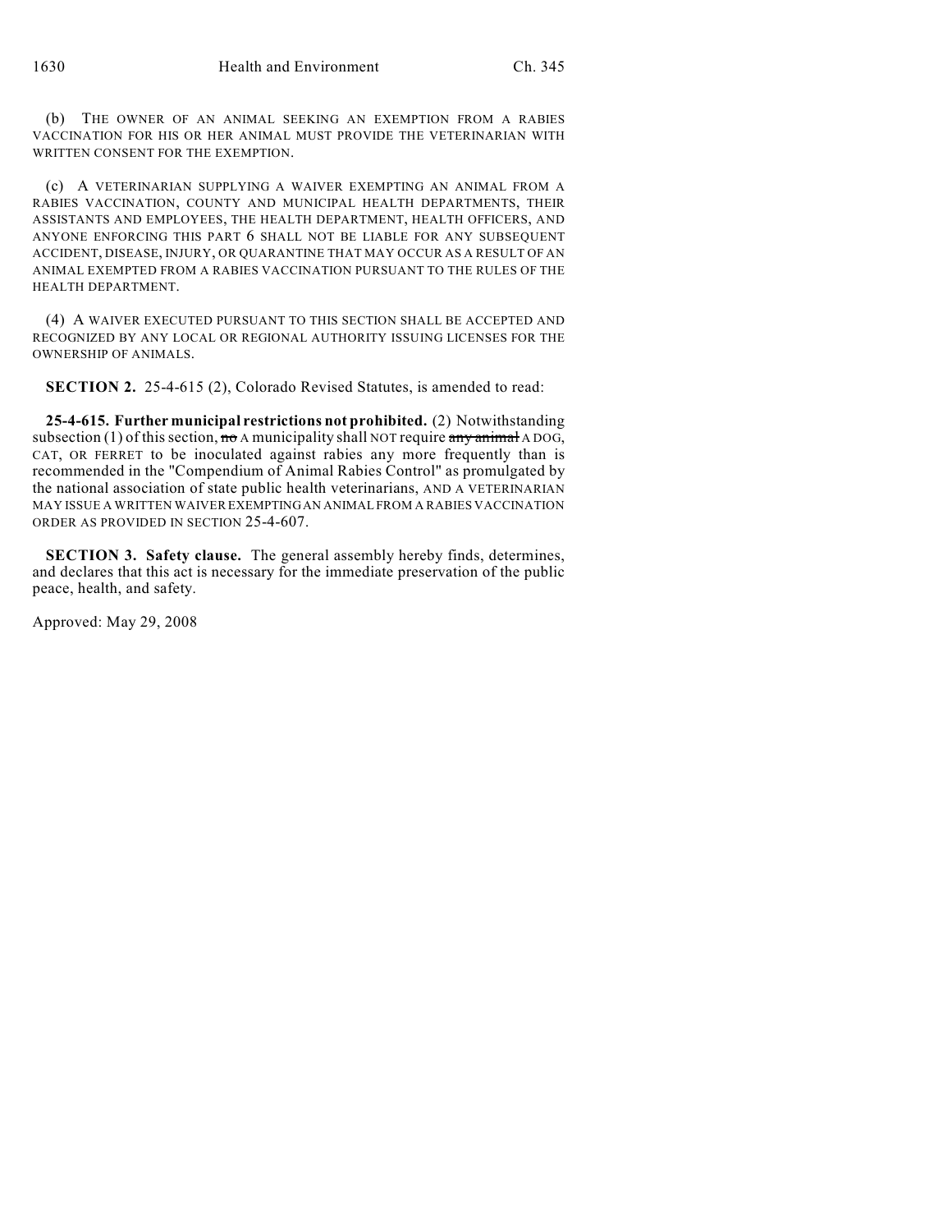(b) THE OWNER OF AN ANIMAL SEEKING AN EXEMPTION FROM A RABIES VACCINATION FOR HIS OR HER ANIMAL MUST PROVIDE THE VETERINARIAN WITH WRITTEN CONSENT FOR THE EXEMPTION.

(c) A VETERINARIAN SUPPLYING A WAIVER EXEMPTING AN ANIMAL FROM A RABIES VACCINATION, COUNTY AND MUNICIPAL HEALTH DEPARTMENTS, THEIR ASSISTANTS AND EMPLOYEES, THE HEALTH DEPARTMENT, HEALTH OFFICERS, AND ANYONE ENFORCING THIS PART 6 SHALL NOT BE LIABLE FOR ANY SUBSEQUENT ACCIDENT, DISEASE, INJURY, OR QUARANTINE THAT MAY OCCUR AS A RESULT OF AN ANIMAL EXEMPTED FROM A RABIES VACCINATION PURSUANT TO THE RULES OF THE HEALTH DEPARTMENT.

(4) A WAIVER EXECUTED PURSUANT TO THIS SECTION SHALL BE ACCEPTED AND RECOGNIZED BY ANY LOCAL OR REGIONAL AUTHORITY ISSUING LICENSES FOR THE OWNERSHIP OF ANIMALS.

**SECTION 2.** 25-4-615 (2), Colorado Revised Statutes, is amended to read:

**25-4-615. Further municipal restrictions not prohibited.** (2) Notwithstanding subsection (1) of this section, ~~no~~ A municipality shall NOT require ~~any animal~~ A DOG, CAT, OR FERRET to be inoculated against rabies any more frequently than is recommended in the "Compendium of Animal Rabies Control" as promulgated by the national association of state public health veterinarians, AND A VETERINARIAN MAY ISSUE A WRITTEN WAIVER EXEMPTING AN ANIMAL FROM A RABIES VACCINATION ORDER AS PROVIDED IN SECTION 25-4-607.

**SECTION 3. Safety clause.** The general assembly hereby finds, determines, and declares that this act is necessary for the immediate preservation of the public peace, health, and safety.

Approved: May 29, 2008